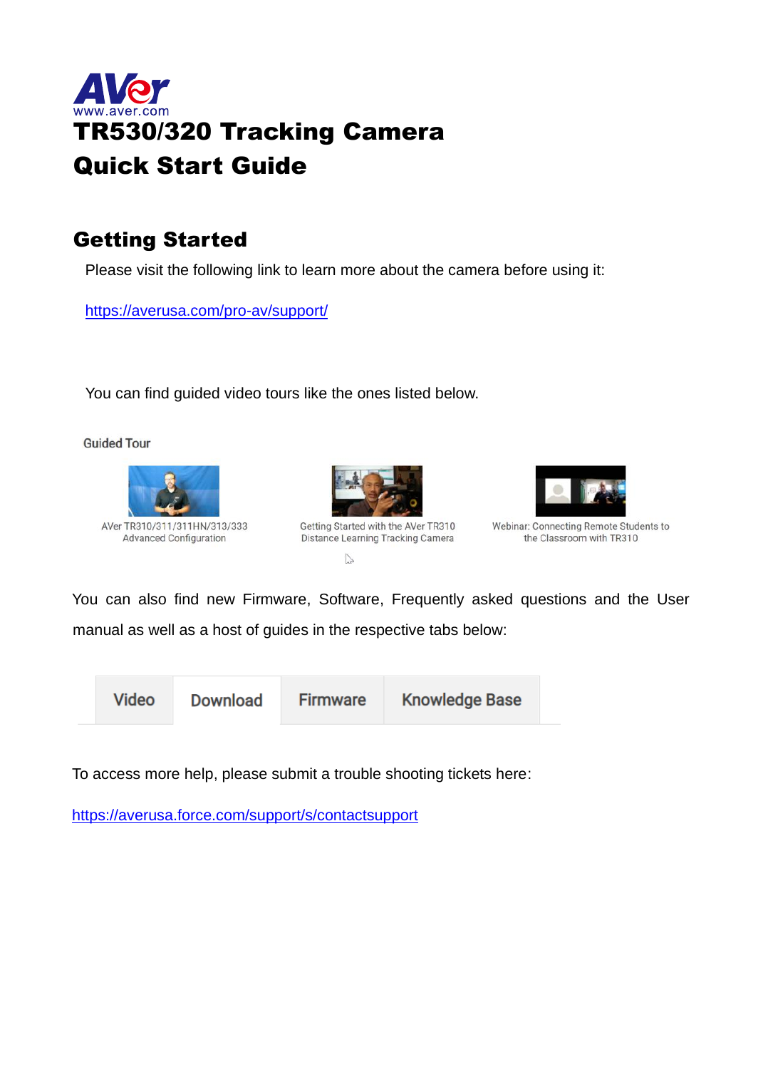AVer
www.aver.com

# TR530/320 Tracking Camera Quick Start Guide

## Getting Started

Please visit the following link to learn more about the camera before using it:

https://averusa.com/pro-av/support/

You can find guided video tours like the ones listed below.

Guided Tour

AVer TR310/311/311HN/313/333 Advanced Configuration

Getting Started with the AVer TR310 Distance Learning Tracking Camera

Webinar: Connecting Remote Students to the Classroom with TR310

You can also find new Firmware, Software, Frequently asked questions and the User manual as well as a host of guides in the respective tabs below:

| Video | Download | Firmware | Knowledge Base |
|---|---|---|---|

To access more help, please submit a trouble shooting tickets here:

https://averusa.force.com/support/s/contactsupport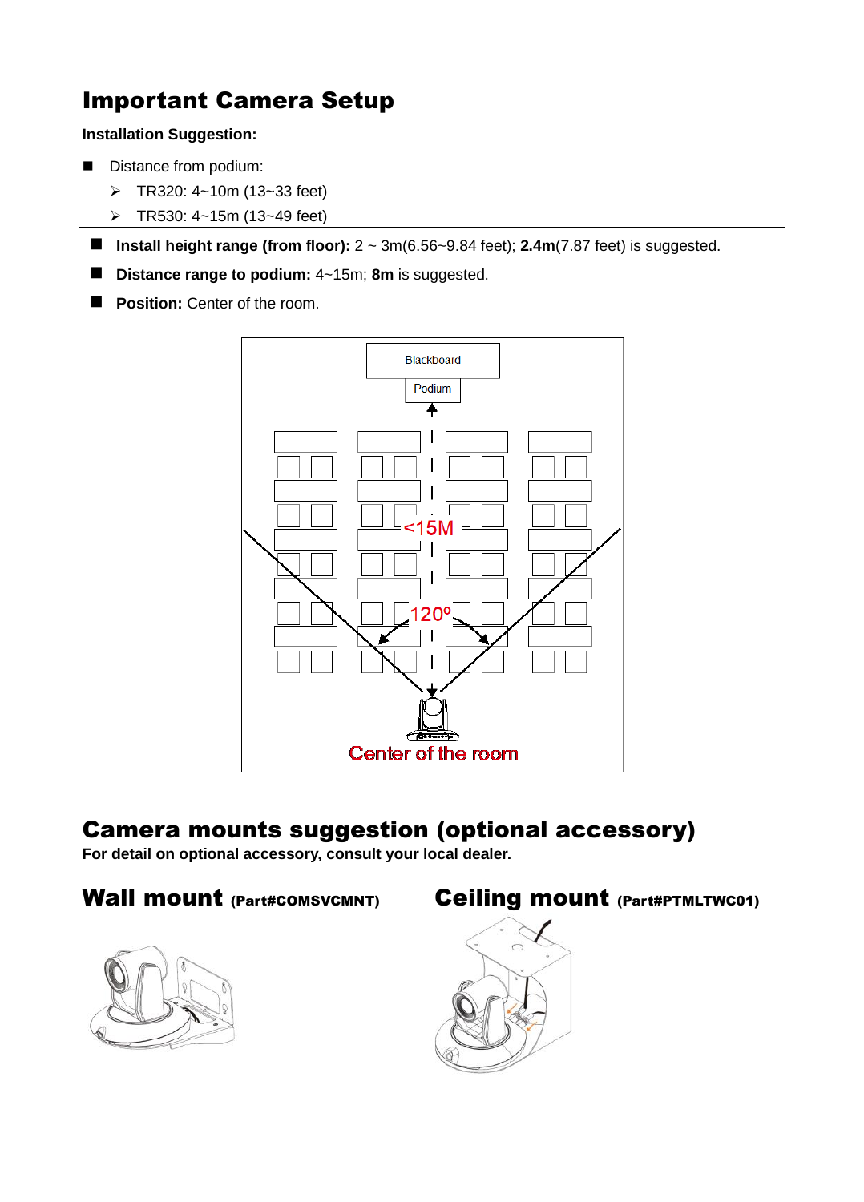# Important Camera Setup

**Installation Suggestion:**

- Distance from podium:
  - TR320: 4~10m (13~33 feet)
  - TR530: 4~15m (13~49 feet)

- **Install height range (from floor):** 2 ~ 3m(6.56~9.84 feet); **2.4m**(7.87 feet) is suggested.
- **Distance range to podium:** 4~15m; **8m** is suggested.
- **Position:** Center of the room.

Blackboard

Podium

<15M

120º

Center of the room

# Camera mounts suggestion (optional accessory)

**For detail on optional accessory, consult your local dealer.**

## Wall mount (Part#COMSVCMNT)

## Ceiling mount (Part#PTMLTWC01)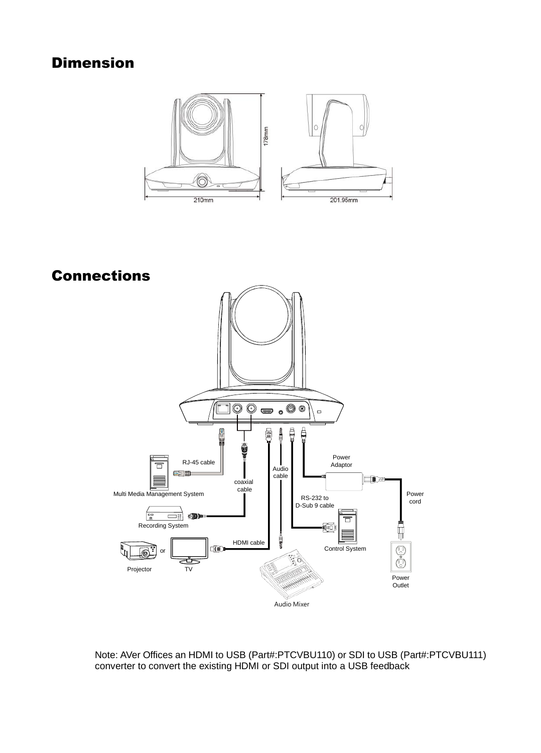## Dimension

178mm

210mm

201.95mm

## Connections

RJ-45 cable

Multi Media Management System

coaxial cable

Recording System

Audio cable

HDMI cable

Projector or TV

Audio Mixer

Power Adaptor

Power cord

RS-232 to D-Sub 9 cable

Control System

Power Outlet

Note: AVer Offices an HDMI to USB (Part#:PTCVBU110) or SDI to USB (Part#:PTCVBU111) converter to convert the existing HDMI or SDI output into a USB feedback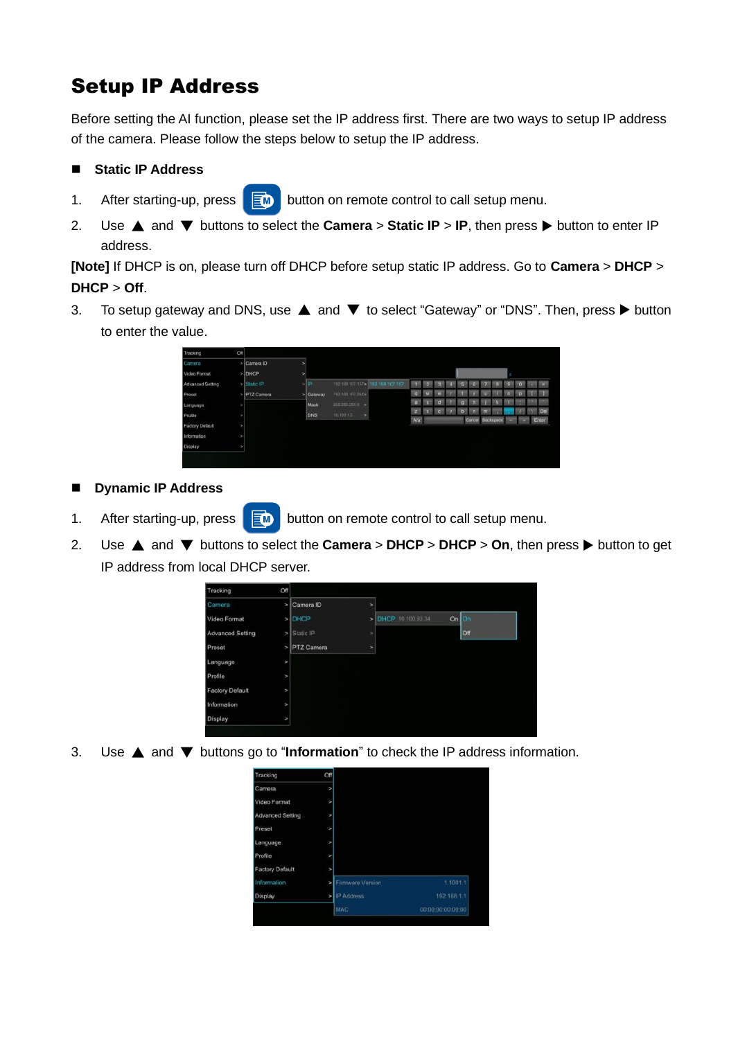# Setup IP Address

Before setting the AI function, please set the IP address first. There are two ways to setup IP address of the camera. Please follow the steps below to setup the IP address.

■ **Static IP Address**

1. After starting-up, press button on remote control to call setup menu.
2. Use ▲ and ▼ buttons to select the **Camera** > **Static IP** > **IP**, then press ▶ button to enter IP address.

**[Note]** If DHCP is on, please turn off DHCP before setup static IP address. Go to **Camera** > **DHCP** > **DHCP** > **Off**.

3. To setup gateway and DNS, use ▲ and ▼ to select "Gateway" or "DNS". Then, press ▶ button to enter the value.

■ **Dynamic IP Address**

1. After starting-up, press button on remote control to call setup menu.
2. Use ▲ and ▼ buttons to select the **Camera** > **DHCP** > **DHCP** > **On**, then press ▶ button to get IP address from local DHCP server.
3. Use ▲ and ▼ buttons go to "**Information**" to check the IP address information.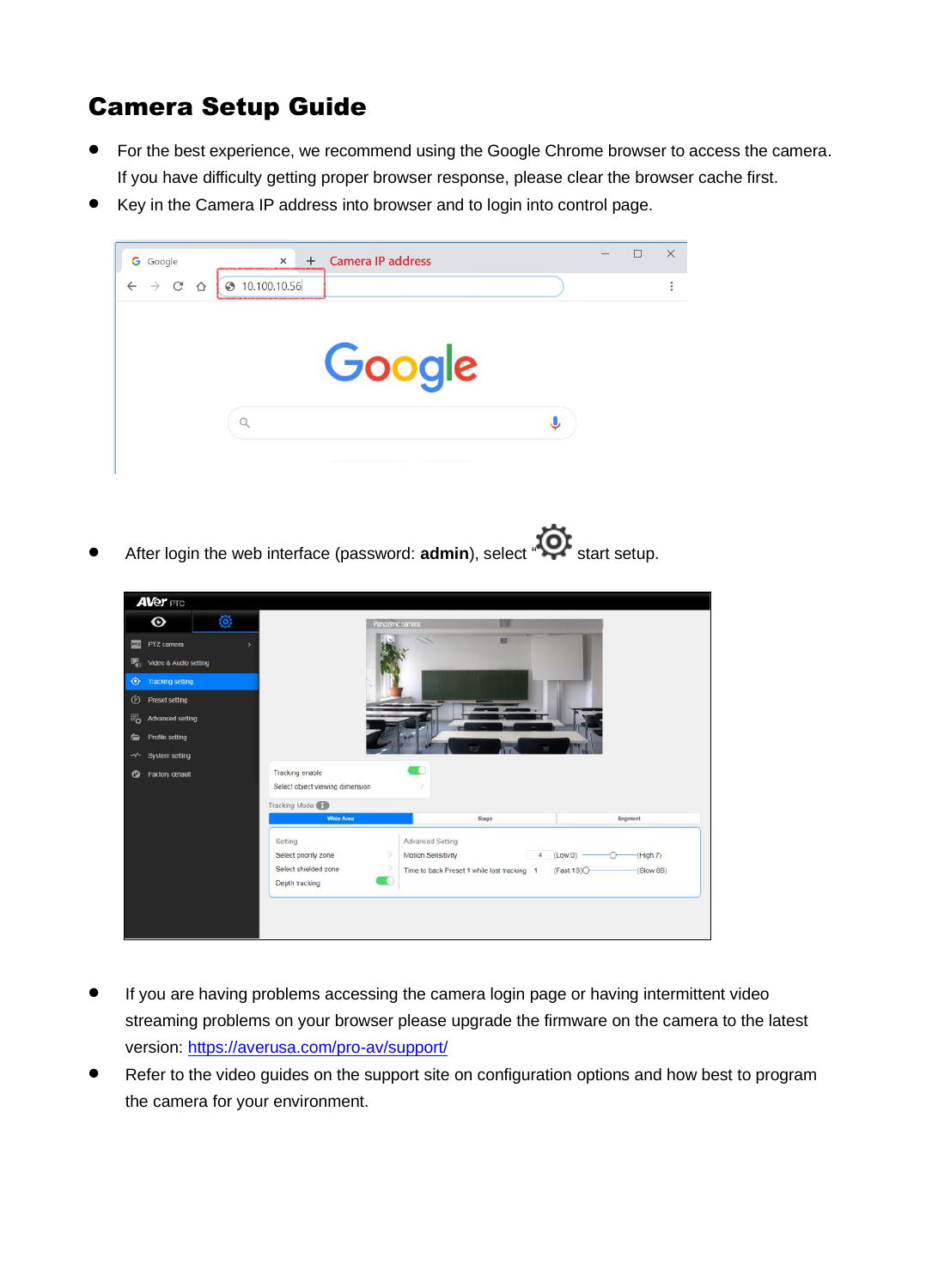# Camera Setup Guide

- For the best experience, we recommend using the Google Chrome browser to access the camera. If you have difficulty getting proper browser response, please clear the browser cache first.
- Key in the Camera IP address into browser and to login into control page.

- After login the web interface (password: **admin**), select " " start setup.

- If you are having problems accessing the camera login page or having intermittent video streaming problems on your browser please upgrade the firmware on the camera to the latest version: [https://averusa.com/pro-av/support/](https://averusa.com/pro-av/support/)
- Refer to the video guides on the support site on configuration options and how best to program the camera for your environment.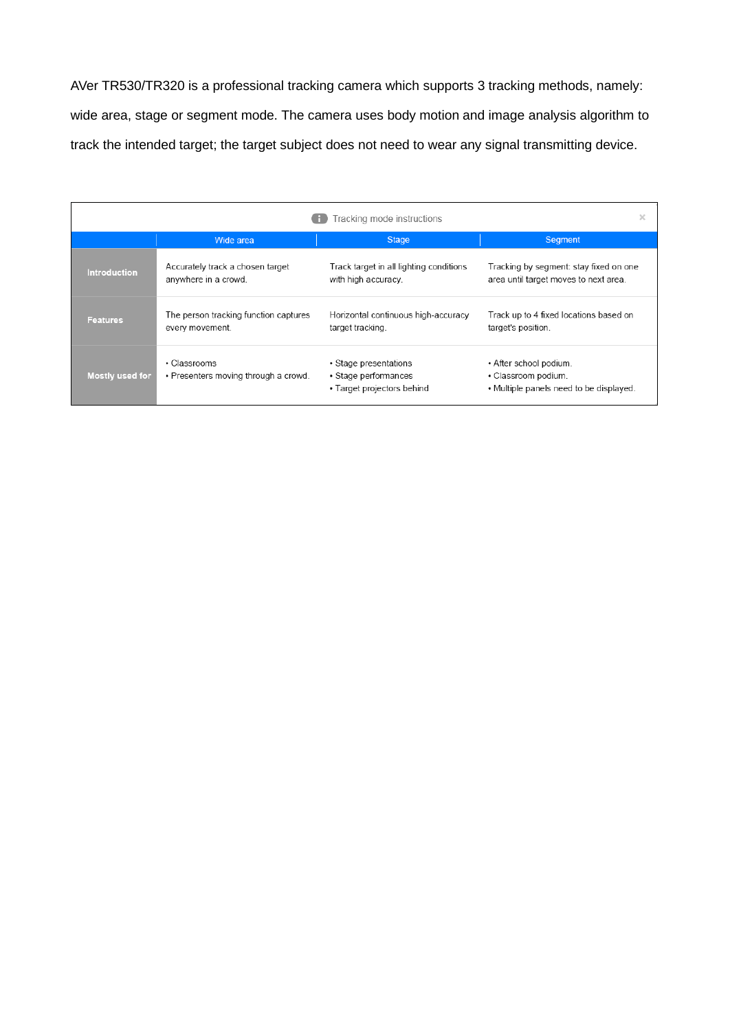AVer TR530/TR320 is a professional tracking camera which supports 3 tracking methods, namely: wide area, stage or segment mode. The camera uses body motion and image analysis algorithm to track the intended target; the target subject does not need to wear any signal transmitting device.

Tracking mode instructions

| | Wide area | Stage | Segment |
|---|---|---|---|
| **Introduction** | Accurately track a chosen target anywhere in a crowd. | Track target in all lighting conditions with high accuracy. | Tracking by segment: stay fixed on one area until target moves to next area. |
| **Features** | The person tracking function captures every movement. | Horizontal continuous high-accuracy target tracking. | Track up to 4 fixed locations based on target's position. |
| **Mostly used for** | • Classrooms<br>• Presenters moving through a crowd. | • Stage presentations<br>• Stage performances<br>• Target projectors behind | • After school podium.<br>• Classroom podium.<br>• Multiple panels need to be displayed. |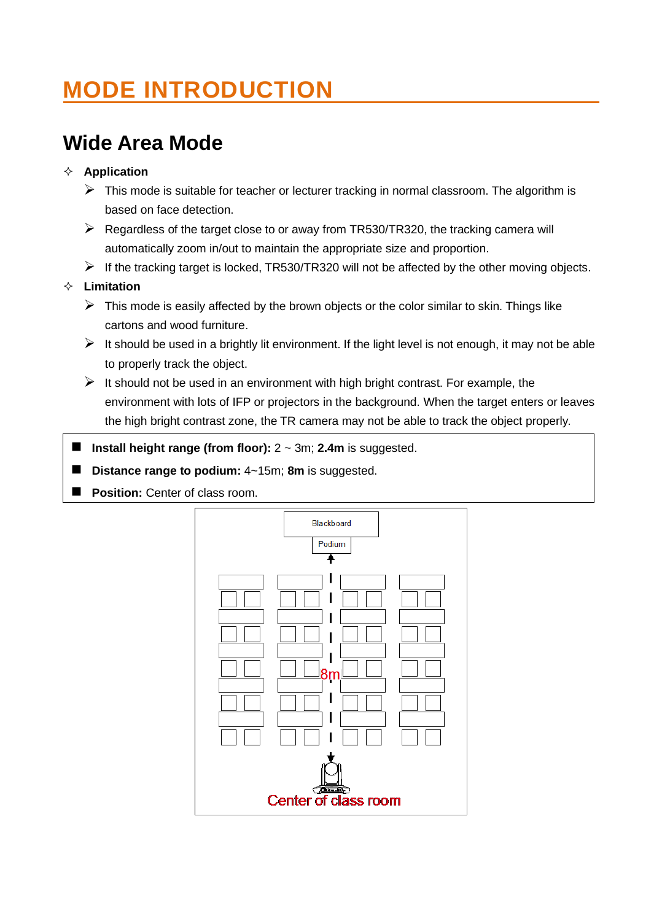# MODE INTRODUCTION

## Wide Area Mode

- **Application**
  - This mode is suitable for teacher or lecturer tracking in normal classroom. The algorithm is based on face detection.
  - Regardless of the target close to or away from TR530/TR320, the tracking camera will automatically zoom in/out to maintain the appropriate size and proportion.
  - If the tracking target is locked, TR530/TR320 will not be affected by the other moving objects.
- **Limitation**
  - This mode is easily affected by the brown objects or the color similar to skin. Things like cartons and wood furniture.
  - It should be used in a brightly lit environment. If the light level is not enough, it may not be able to properly track the object.
  - It should not be used in an environment with high bright contrast. For example, the environment with lots of IFP or projectors in the background. When the target enters or leaves the high bright contrast zone, the TR camera may not be able to track the object properly.

- **Install height range (from floor):** 2 ~ 3m; **2.4m** is suggested.
- **Distance range to podium:** 4~15m; **8m** is suggested.
- **Position:** Center of class room.

Blackboard

Podium

8m

Center of class room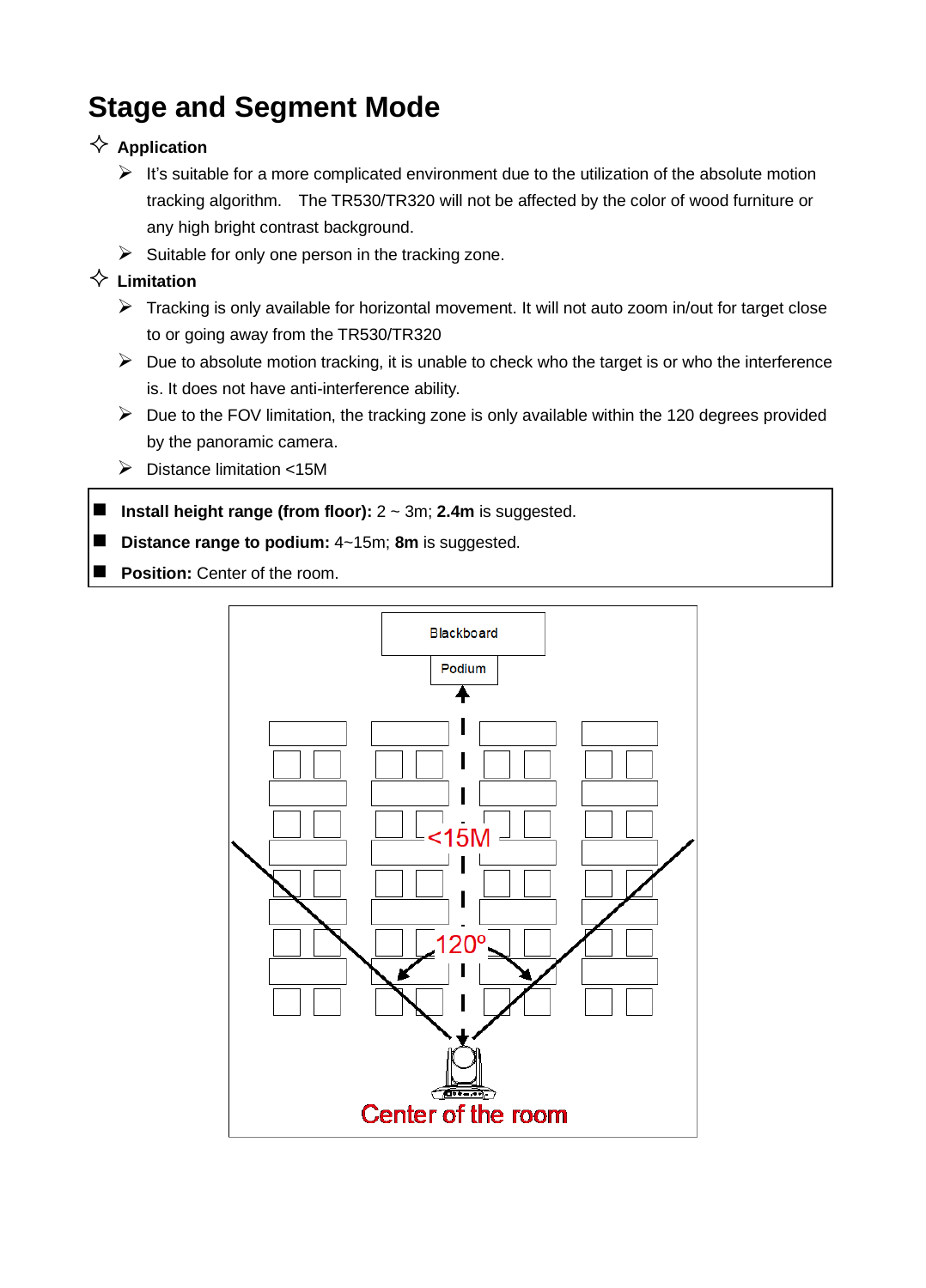# Stage and Segment Mode

✧ **Application**

- It's suitable for a more complicated environment due to the utilization of the absolute motion tracking algorithm. The TR530/TR320 will not be affected by the color of wood furniture or any high bright contrast background.
- Suitable for only one person in the tracking zone.

✧ **Limitation**

- Tracking is only available for horizontal movement. It will not auto zoom in/out for target close to or going away from the TR530/TR320
- Due to absolute motion tracking, it is unable to check who the target is or who the interference is. It does not have anti-interference ability.
- Due to the FOV limitation, the tracking zone is only available within the 120 degrees provided by the panoramic camera.
- Distance limitation <15M

- **Install height range (from floor):** 2 ~ 3m; **2.4m** is suggested.
- **Distance range to podium:** 4~15m; **8m** is suggested.
- **Position:** Center of the room.

Blackboard

Podium

<15M

120º

Center of the room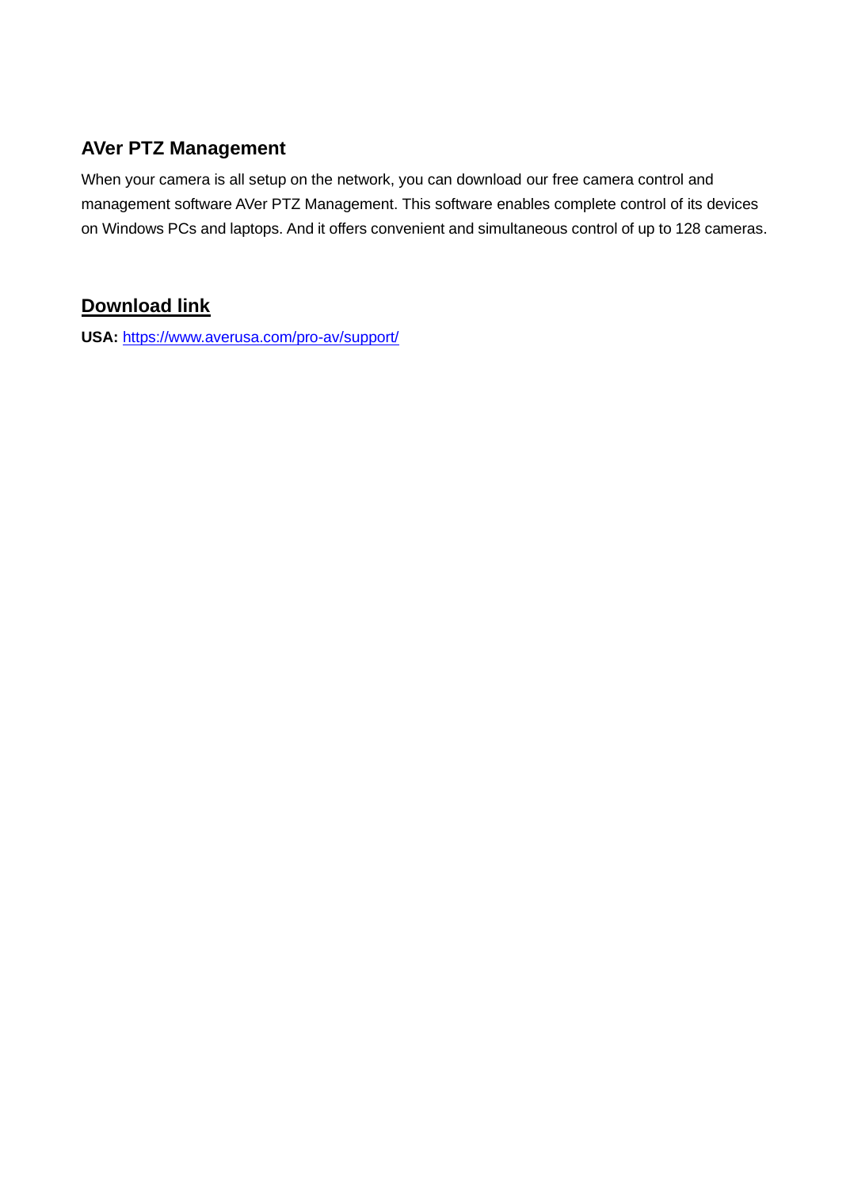## AVer PTZ Management

When your camera is all setup on the network, you can download our free camera control and management software AVer PTZ Management. This software enables complete control of its devices on Windows PCs and laptops. And it offers convenient and simultaneous control of up to 128 cameras.

## Download link

**USA:** https://www.averusa.com/pro-av/support/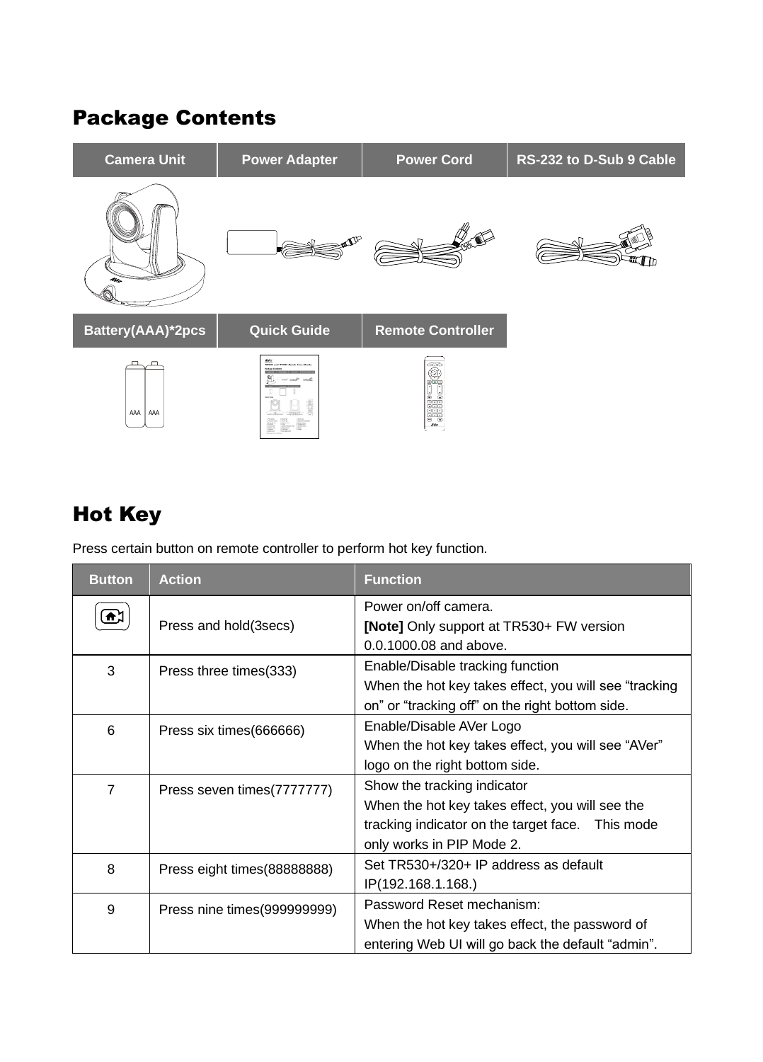## Package Contents

| Camera Unit | Power Adapter | Power Cord | RS-232 to D-Sub 9 Cable |
|---|---|---|---|
| Battery(AAA)*2pcs | Quick Guide | Remote Controller | |

## Hot Key

Press certain button on remote controller to perform hot key function.

| Button | Action | Function |
|---|---|---|
| | Press and hold(3secs) | Power on/off camera. **[Note]** Only support at TR530+ FW version 0.0.1000.08 and above. |
| 3 | Press three times(333) | Enable/Disable tracking function When the hot key takes effect, you will see "tracking on" or "tracking off" on the right bottom side. |
| 6 | Press six times(666666) | Enable/Disable AVer Logo When the hot key takes effect, you will see "AVer" logo on the right bottom side. |
| 7 | Press seven times(7777777) | Show the tracking indicator When the hot key takes effect, you will see the tracking indicator on the target face. This mode only works in PIP Mode 2. |
| 8 | Press eight times(88888888) | Set TR530+/320+ IP address as default IP(192.168.1.168.) |
| 9 | Press nine times(999999999) | Password Reset mechanism: When the hot key takes effect, the password of entering Web UI will go back the default "admin". |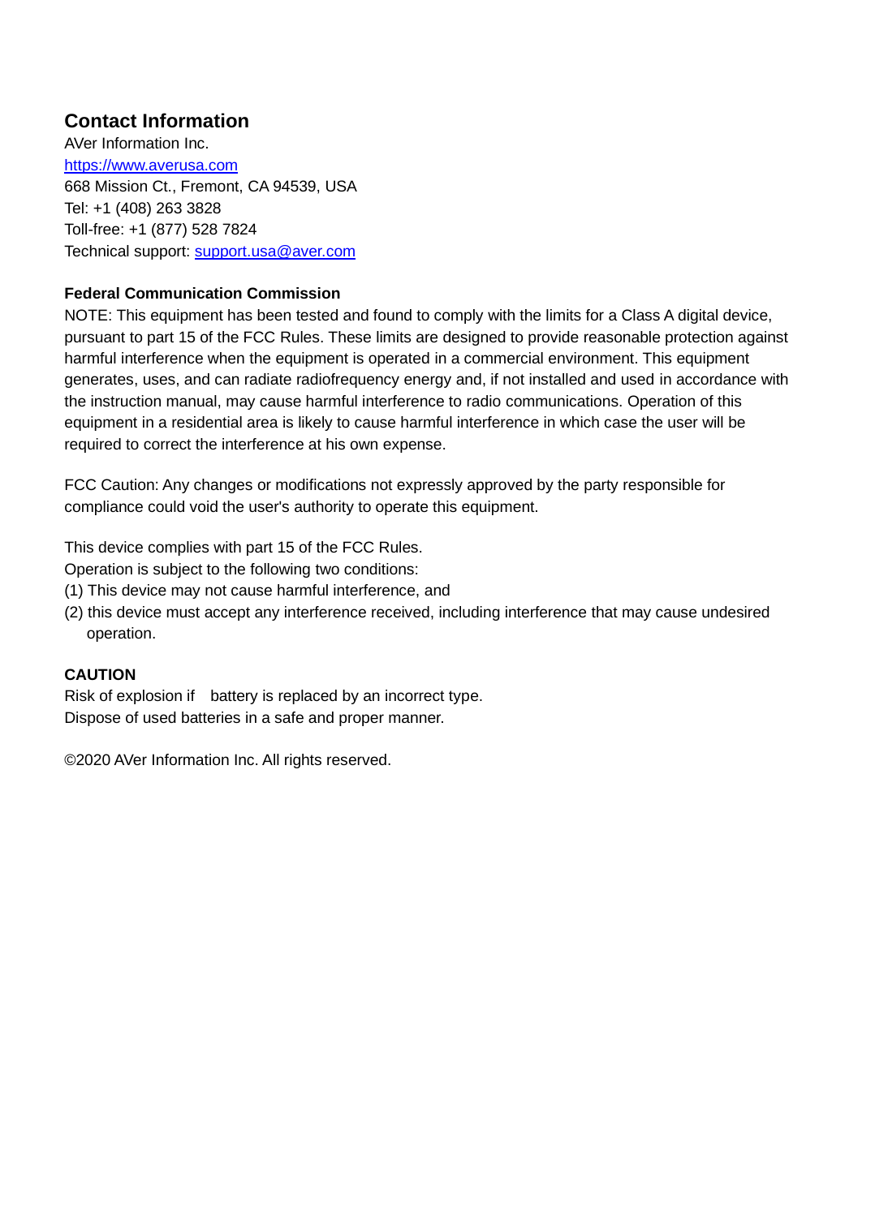## Contact Information

AVer Information Inc.
https://www.averusa.com
668 Mission Ct., Fremont, CA 94539, USA
Tel: +1 (408) 263 3828
Toll-free: +1 (877) 528 7824
Technical support: support.usa@aver.com

### Federal Communication Commission

NOTE: This equipment has been tested and found to comply with the limits for a Class A digital device, pursuant to part 15 of the FCC Rules. These limits are designed to provide reasonable protection against harmful interference when the equipment is operated in a commercial environment. This equipment generates, uses, and can radiate radiofrequency energy and, if not installed and used in accordance with the instruction manual, may cause harmful interference to radio communications. Operation of this equipment in a residential area is likely to cause harmful interference in which case the user will be required to correct the interference at his own expense.

FCC Caution: Any changes or modifications not expressly approved by the party responsible for compliance could void the user's authority to operate this equipment.

This device complies with part 15 of the FCC Rules.
Operation is subject to the following two conditions:
(1) This device may not cause harmful interference, and
(2) this device must accept any interference received, including interference that may cause undesired operation.

### CAUTION

Risk of explosion if battery is replaced by an incorrect type.
Dispose of used batteries in a safe and proper manner.

©2020 AVer Information Inc. All rights reserved.